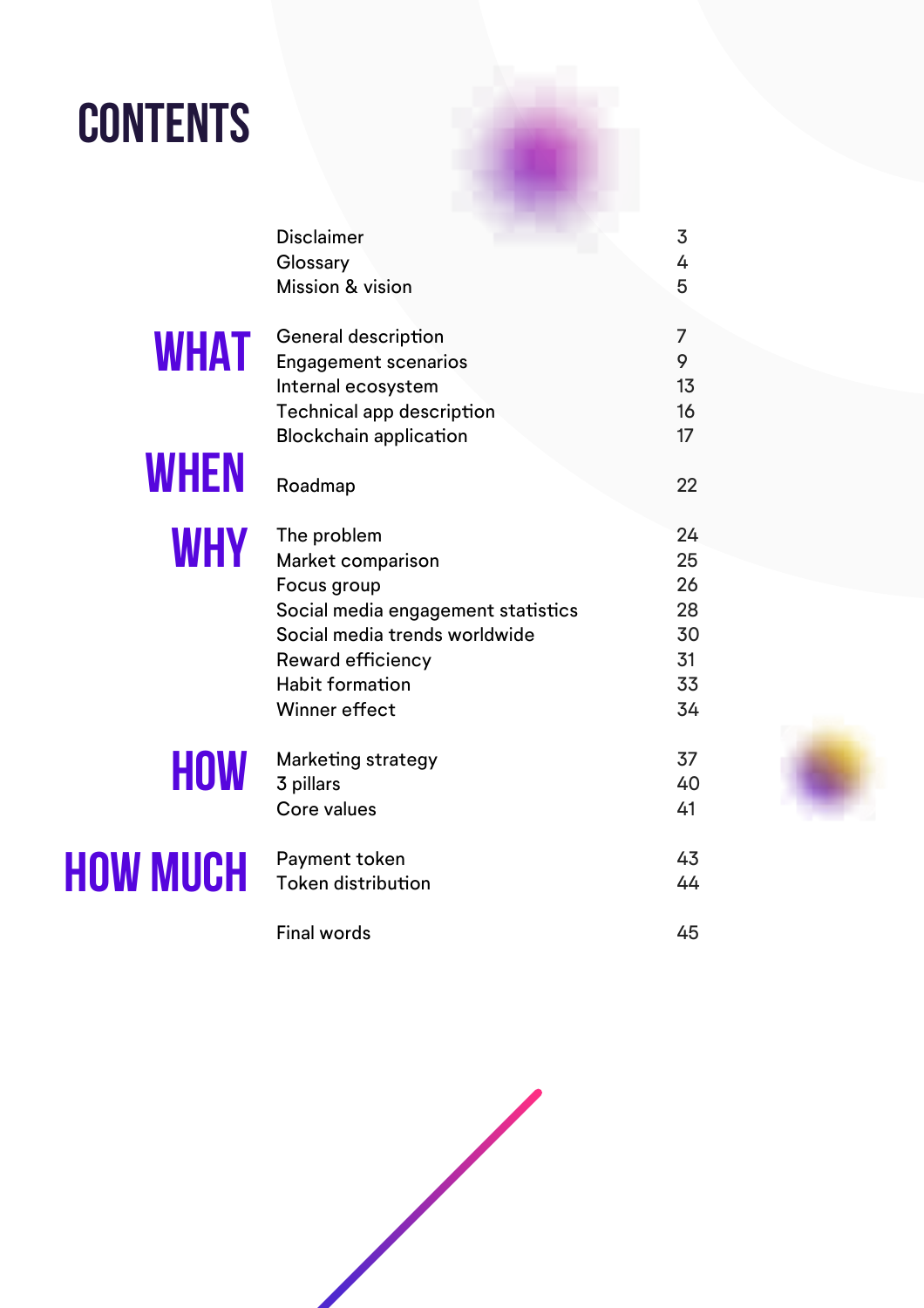# CONTENTS

| | | |
|---|---|---|
| | Disclaimer | 3 |
| | Glossary | 4 |
| | Mission & vision | 5 |
| **WHAT** | General description | 7 |
| | Engagement scenarios | 9 |
| | Internal ecosystem | 13 |
| | Technical app description | 16 |
| | Blockchain application | 17 |
| **WHEN** | Roadmap | 22 |
| **WHY** | The problem | 24 |
| | Market comparison | 25 |
| | Focus group | 26 |
| | Social media engagement statistics | 28 |
| | Social media trends worldwide | 30 |
| | Reward efficiency | 31 |
| | Habit formation | 33 |
| | Winner effect | 34 |
| **HOW** | Marketing strategy | 37 |
| | 3 pillars | 40 |
| | Core values | 41 |
| **HOW MUCH** | Payment token | 43 |
| | Token distribution | 44 |
| | Final words | 45 |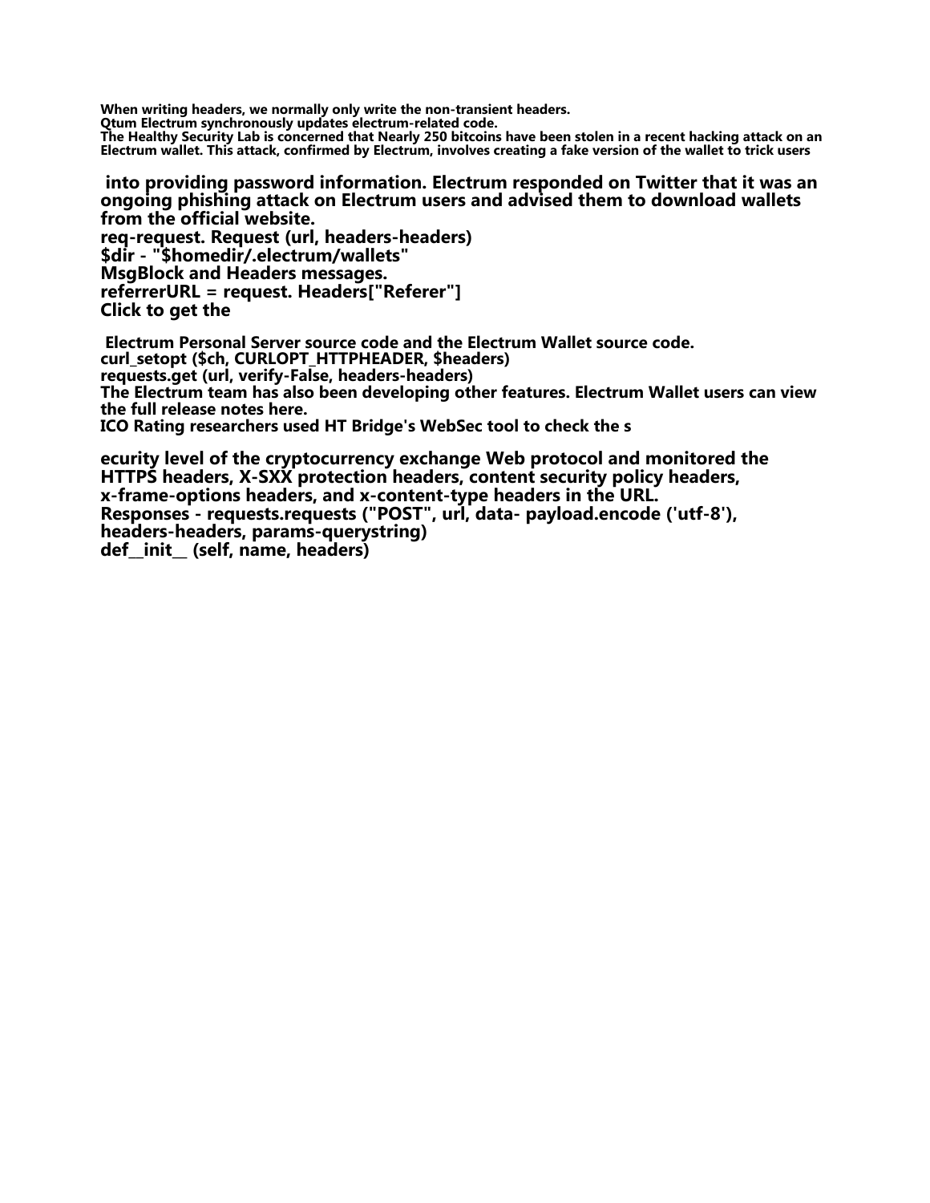When writing headers, we normally only write the non-transient headers.
Qtum Electrum synchronously updates electrum-related code.
The Healthy Security Lab is concerned that Nearly 250 bitcoins have been stolen in a recent hacking attack on an Electrum wallet. This attack, confirmed by Electrum, involves creating a fake version of the wallet to trick users

into providing password information. Electrum responded on Twitter that it was an ongoing phishing attack on Electrum users and advised them to download wallets from the official website.
req-request. Request (url, headers-headers)
$dir - "$homedir/.electrum/wallets"
MsgBlock and Headers messages.
referrerURL = request. Headers["Referer"]
Click to get the

Electrum Personal Server source code and the Electrum Wallet source code.
curl_setopt ($ch, CURLOPT_HTTPHEADER, $headers)
requests.get (url, verify-False, headers-headers)
The Electrum team has also been developing other features. Electrum Wallet users can view the full release notes here.
ICO Rating researchers used HT Bridge's WebSec tool to check the s

ecurity level of the cryptocurrency exchange Web protocol and monitored the HTTPS headers, X-SXX protection headers, content security policy headers, x-frame-options headers, and x-content-type headers in the URL.
Responses - requests.requests ("POST", url, data- payload.encode ('utf-8'), headers-headers, params-querystring)
def__init__ (self, name, headers)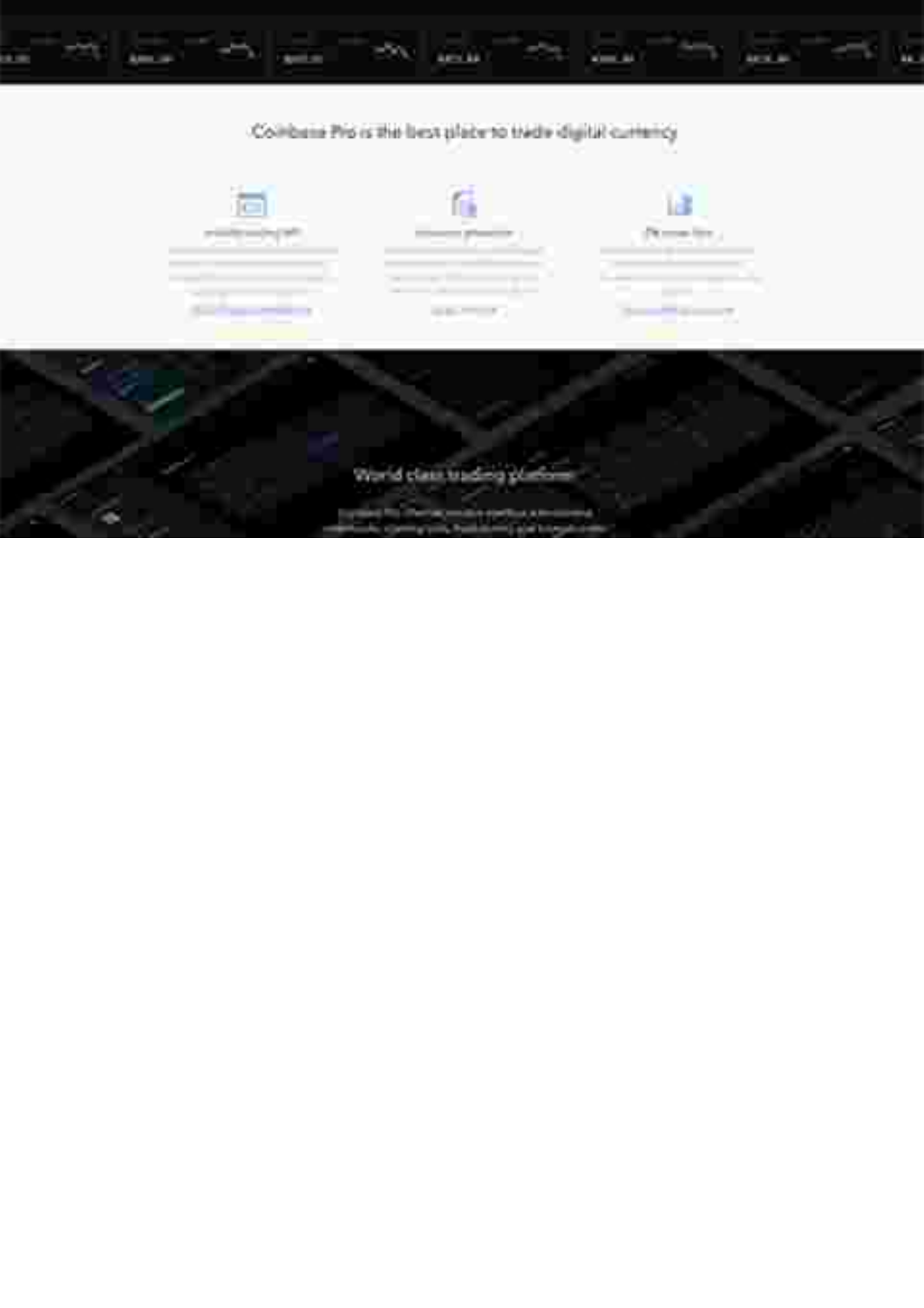## Coinbase Pro is the best place to trade digital currency

## World class trading platform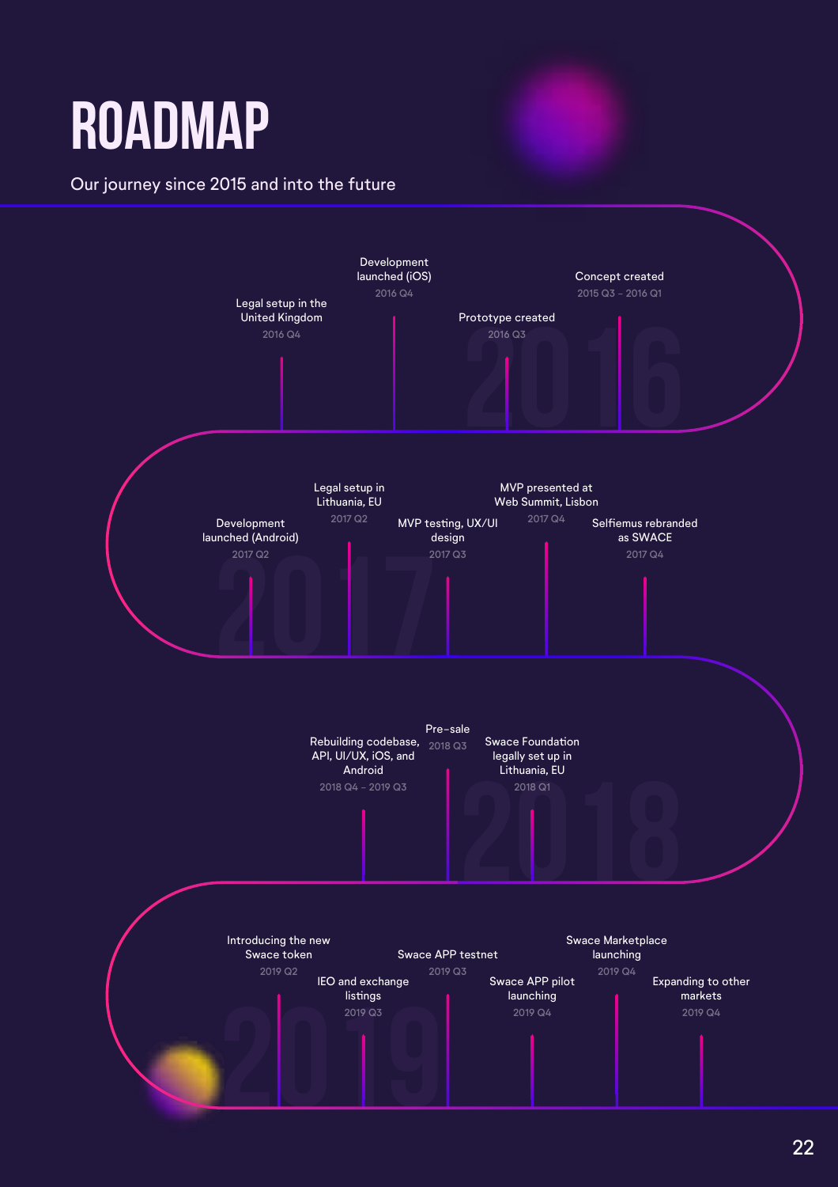# ROADMAP

Our journey since 2015 and into the future

## 2016

- Concept created — 2015 Q3 – 2016 Q1
- Prototype created — 2016 Q3
- Development launched (iOS) — 2016 Q4
- Legal setup in the United Kingdom — 2016 Q4

## 2017

- Development launched (Android) — 2017 Q2
- Legal setup in Lithuania, EU — 2017 Q2
- MVP testing, UX/UI design — 2017 Q3
- MVP presented at Web Summit, Lisbon — 2017 Q4
- Selfiemus rebranded as SWACE — 2017 Q4

## 2018

- Swace Foundation legally set up in Lithuania, EU — 2018 Q1
- Pre-sale — 2018 Q3
- Rebuilding codebase, API, UI/UX, iOS, and Android — 2018 Q4 – 2019 Q3

## 2019

- Introducing the new Swace token — 2019 Q2
- IEO and exchange listings — 2019 Q3
- Swace APP testnet — 2019 Q3
- Swace APP pilot launching — 2019 Q4
- Swace Marketplace launching — 2019 Q4
- Expanding to other markets — 2019 Q4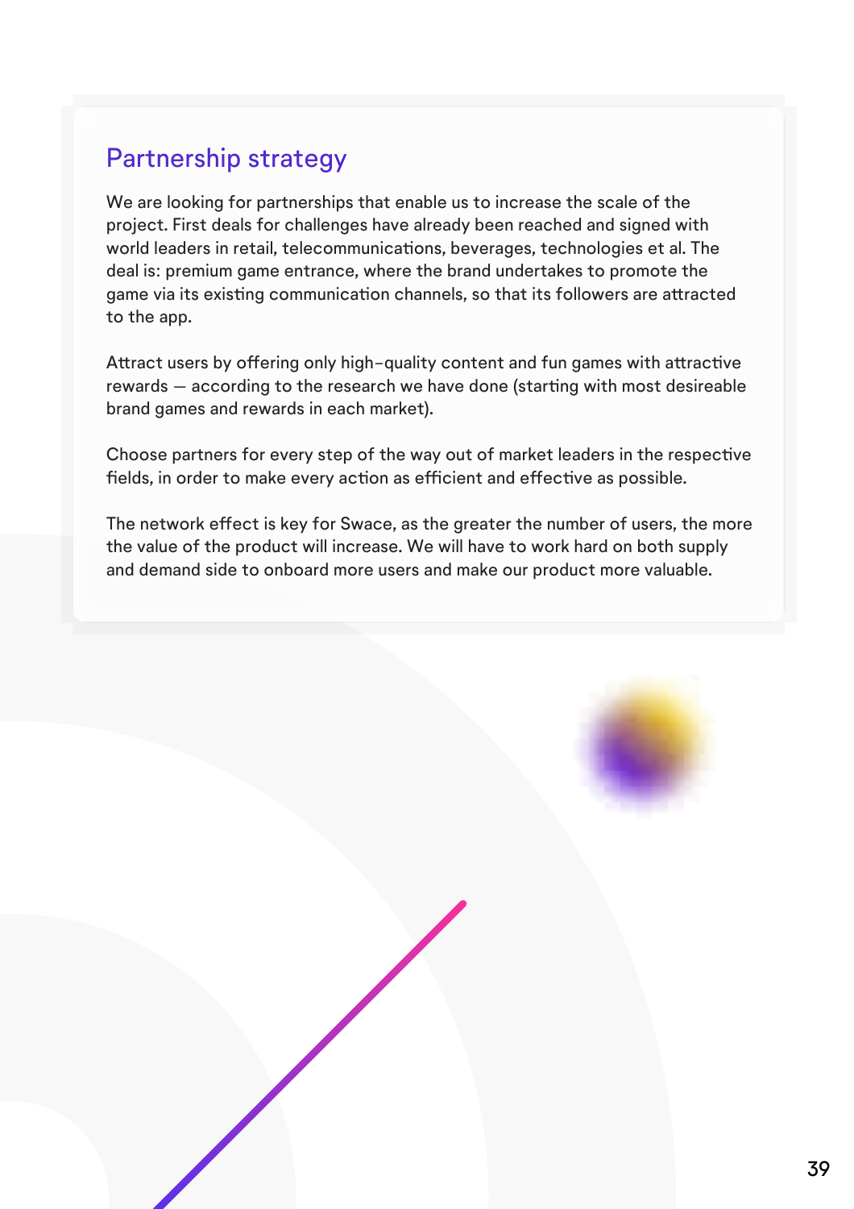## Partnership strategy

We are looking for partnerships that enable us to increase the scale of the project. First deals for challenges have already been reached and signed with world leaders in retail, telecommunications, beverages, technologies et al. The deal is: premium game entrance, where the brand undertakes to promote the game via its existing communication channels, so that its followers are attracted to the app.

Attract users by offering only high-quality content and fun games with attractive rewards — according to the research we have done (starting with most desireable brand games and rewards in each market).

Choose partners for every step of the way out of market leaders in the respective fields, in order to make every action as efficient and effective as possible.

The network effect is key for Swace, as the greater the number of users, the more the value of the product will increase. We will have to work hard on both supply and demand side to onboard more users and make our product more valuable.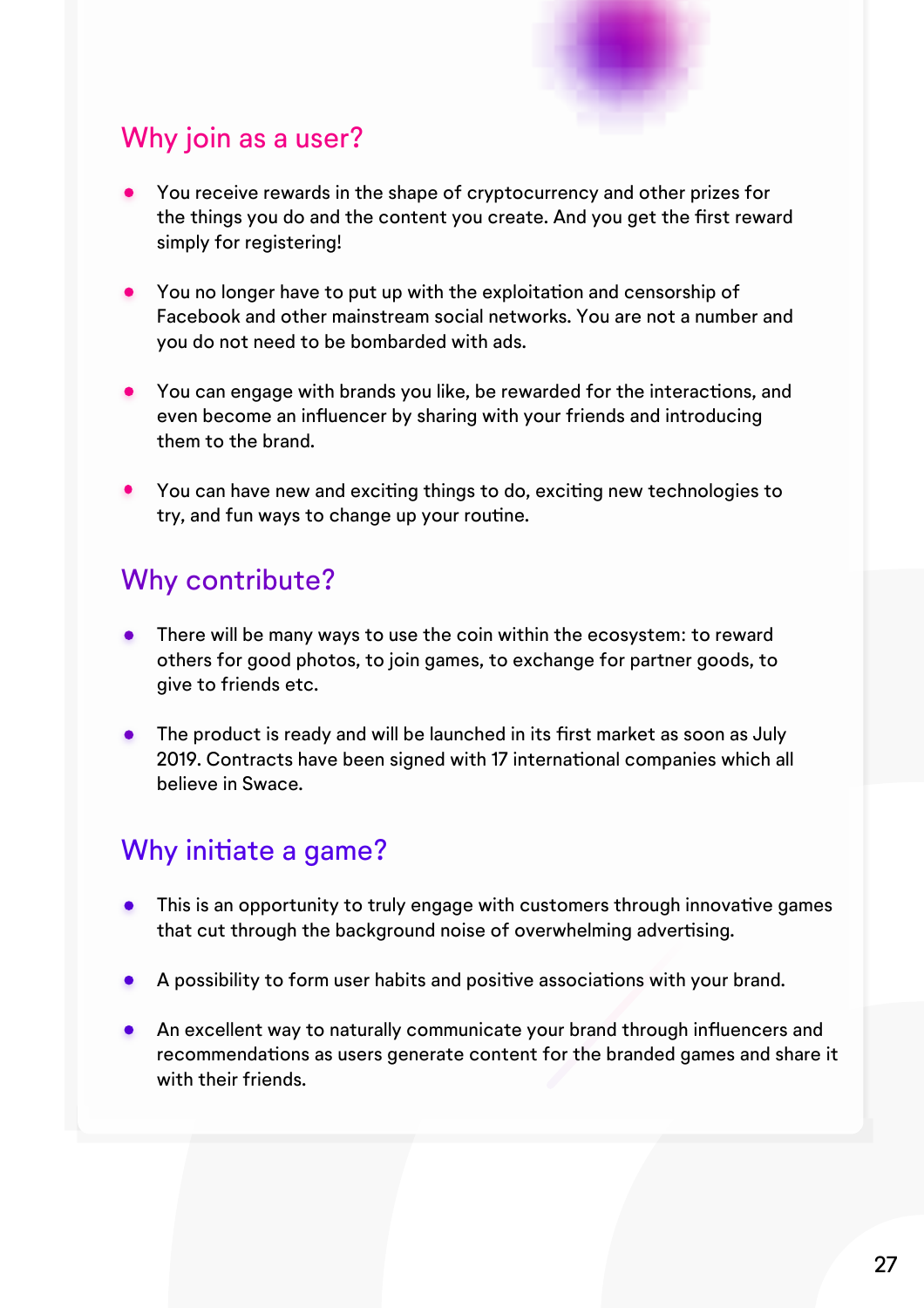## Why join as a user?

- You receive rewards in the shape of cryptocurrency and other prizes for the things you do and the content you create. And you get the first reward simply for registering!
- You no longer have to put up with the exploitation and censorship of Facebook and other mainstream social networks. You are not a number and you do not need to be bombarded with ads.
- You can engage with brands you like, be rewarded for the interactions, and even become an influencer by sharing with your friends and introducing them to the brand.
- You can have new and exciting things to do, exciting new technologies to try, and fun ways to change up your routine.

## Why contribute?

- There will be many ways to use the coin within the ecosystem: to reward others for good photos, to join games, to exchange for partner goods, to give to friends etc.
- The product is ready and will be launched in its first market as soon as July 2019. Contracts have been signed with 17 international companies which all believe in Swace.

## Why initiate a game?

- This is an opportunity to truly engage with customers through innovative games that cut through the background noise of overwhelming advertising.
- A possibility to form user habits and positive associations with your brand.
- An excellent way to naturally communicate your brand through influencers and recommendations as users generate content for the branded games and share it with their friends.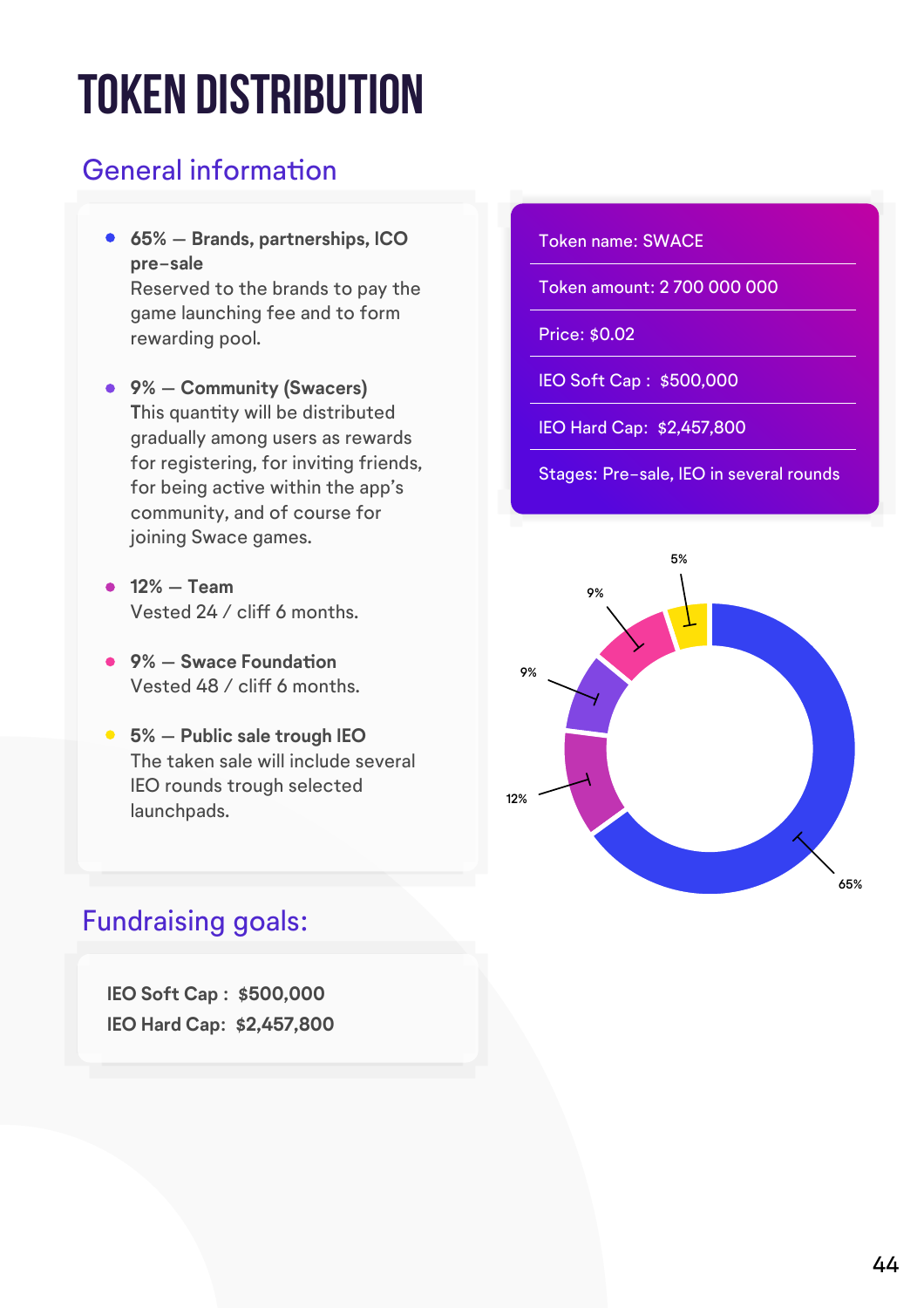# TOKEN DISTRIBUTION

## General information

- **65% — Brands, partnerships, ICO pre-sale**
  Reserved to the brands to pay the game launching fee and to form rewarding pool.

- **9% — Community (Swacers)**
  This quantity will be distributed gradually among users as rewards for registering, for inviting friends, for being active within the app's community, and of course for joining Swace games.

- **12% — Team**
  Vested 24 / cliff 6 months.

- **9% — Swace Foundation**
  Vested 48 / cliff 6 months.

- **5% — Public sale trough IEO**
  The taken sale will include several IEO rounds trough selected launchpads.

Token name: SWACE

Token amount: 2 700 000 000

Price: $0.02

IEO Soft Cap : $500,000

IEO Hard Cap: $2,457,800

Stages: Pre-sale, IEO in several rounds

65%
12%
9%
9%
5%

## Fundraising goals:

**IEO Soft Cap : $500,000**
**IEO Hard Cap: $2,457,800**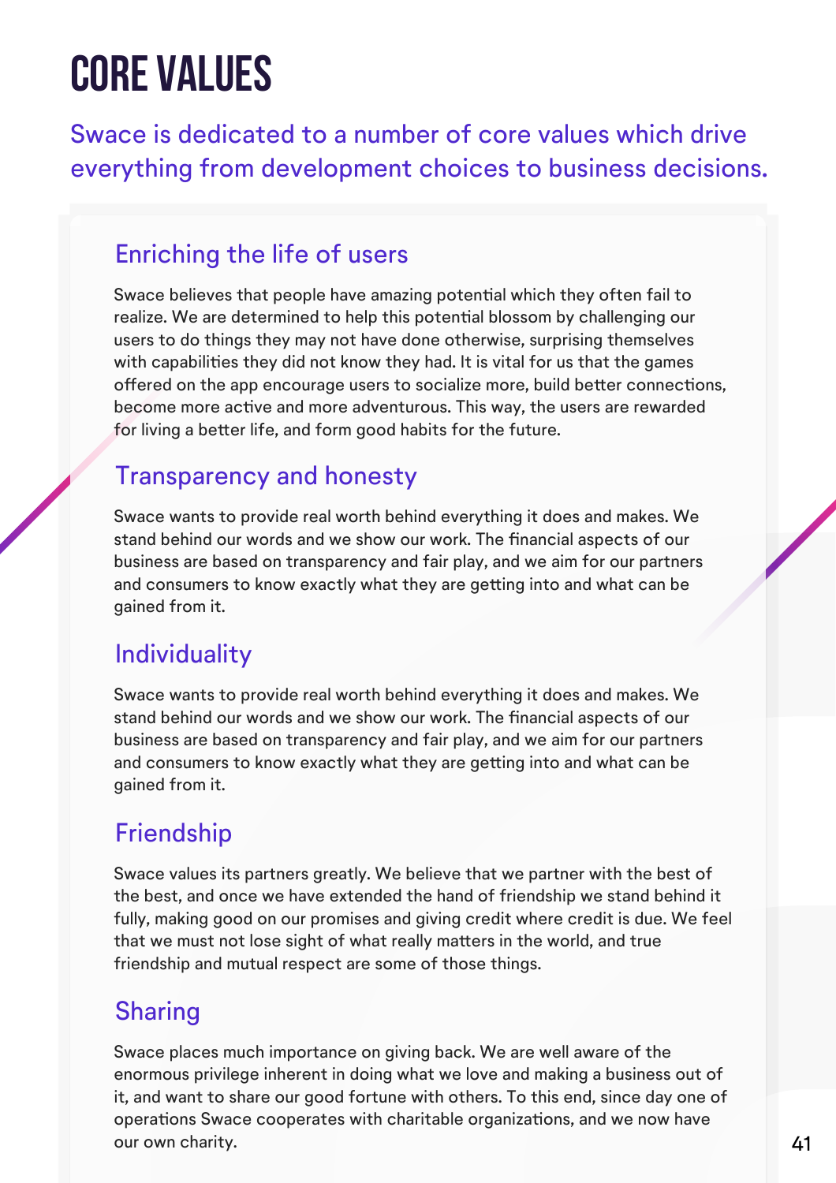# CORE VALUES

Swace is dedicated to a number of core values which drive everything from development choices to business decisions.

## Enriching the life of users

Swace believes that people have amazing potential which they often fail to realize. We are determined to help this potential blossom by challenging our users to do things they may not have done otherwise, surprising themselves with capabilities they did not know they had. It is vital for us that the games offered on the app encourage users to socialize more, build better connections, become more active and more adventurous. This way, the users are rewarded for living a better life, and form good habits for the future.

## Transparency and honesty

Swace wants to provide real worth behind everything it does and makes. We stand behind our words and we show our work. The financial aspects of our business are based on transparency and fair play, and we aim for our partners and consumers to know exactly what they are getting into and what can be gained from it.

## Individuality

Swace wants to provide real worth behind everything it does and makes. We stand behind our words and we show our work. The financial aspects of our business are based on transparency and fair play, and we aim for our partners and consumers to know exactly what they are getting into and what can be gained from it.

## Friendship

Swace values its partners greatly. We believe that we partner with the best of the best, and once we have extended the hand of friendship we stand behind it fully, making good on our promises and giving credit where credit is due. We feel that we must not lose sight of what really matters in the world, and true friendship and mutual respect are some of those things.

## Sharing

Swace places much importance on giving back. We are well aware of the enormous privilege inherent in doing what we love and making a business out of it, and want to share our good fortune with others. To this end, since day one of operations Swace cooperates with charitable organizations, and we now have our own charity.